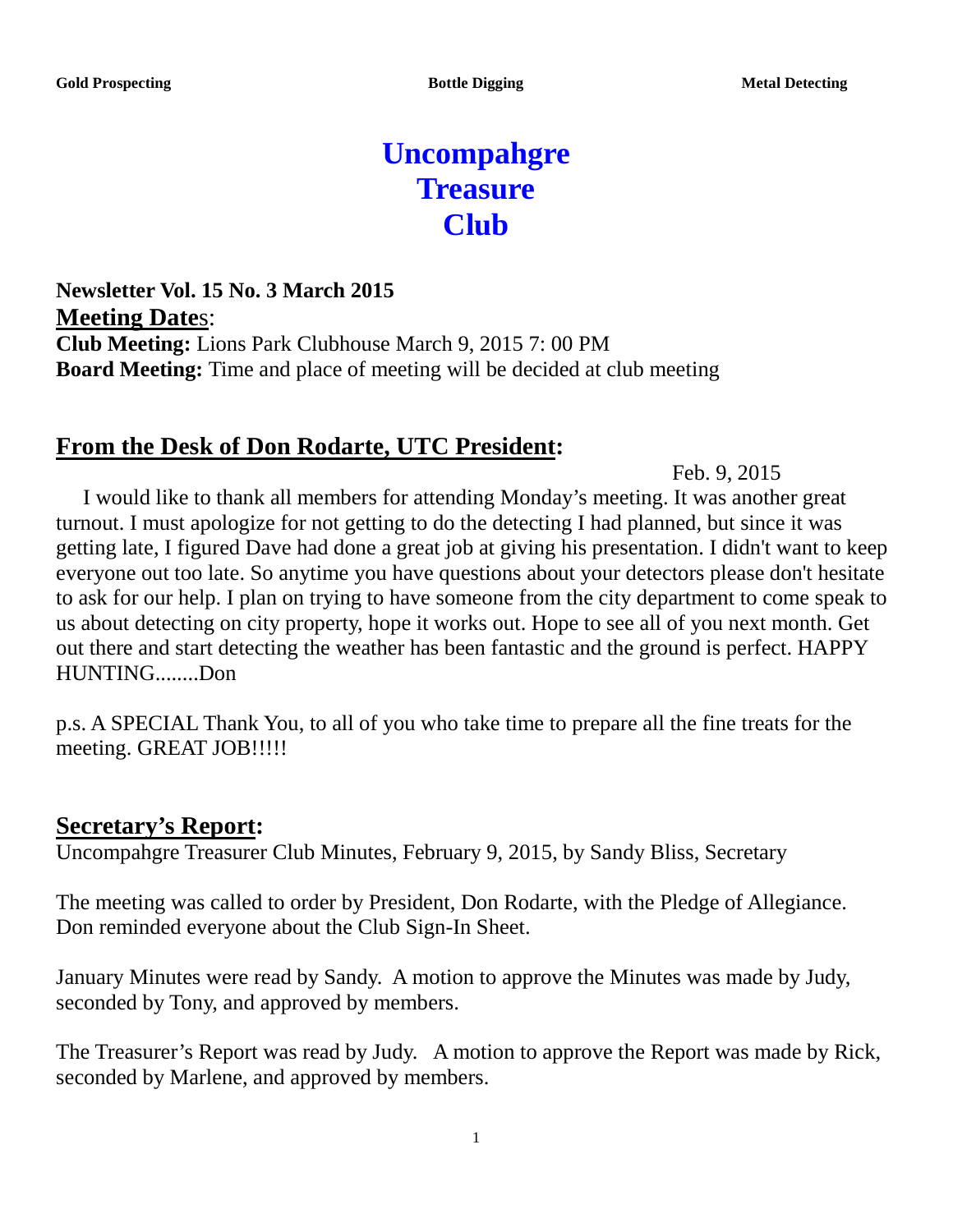**Gold Prospecting** **Bottle Digging** **Metal Detecting**

# Uncompahgre Treasure Club

**Newsletter Vol. 15 No. 3 March 2015**

**Meeting Dates**:

**Club Meeting:** Lions Park Clubhouse March 9, 2015 7: 00 PM

**Board Meeting:** Time and place of meeting will be decided at club meeting

## From the Desk of Don Rodarte, UTC President:

Feb. 9, 2015

I would like to thank all members for attending Monday's meeting. It was another great turnout. I must apologize for not getting to do the detecting I had planned, but since it was getting late, I figured Dave had done a great job at giving his presentation. I didn't want to keep everyone out too late. So anytime you have questions about your detectors please don't hesitate to ask for our help. I plan on trying to have someone from the city department to come speak to us about detecting on city property, hope it works out. Hope to see all of you next month. Get out there and start detecting the weather has been fantastic and the ground is perfect. HAPPY HUNTING........Don

p.s. A SPECIAL Thank You, to all of you who take time to prepare all the fine treats for the meeting. GREAT JOB!!!!!

## Secretary's Report:

Uncompahgre Treasurer Club Minutes, February 9, 2015, by Sandy Bliss, Secretary

The meeting was called to order by President, Don Rodarte, with the Pledge of Allegiance. Don reminded everyone about the Club Sign-In Sheet.

January Minutes were read by Sandy. A motion to approve the Minutes was made by Judy, seconded by Tony, and approved by members.

The Treasurer's Report was read by Judy. A motion to approve the Report was made by Rick, seconded by Marlene, and approved by members.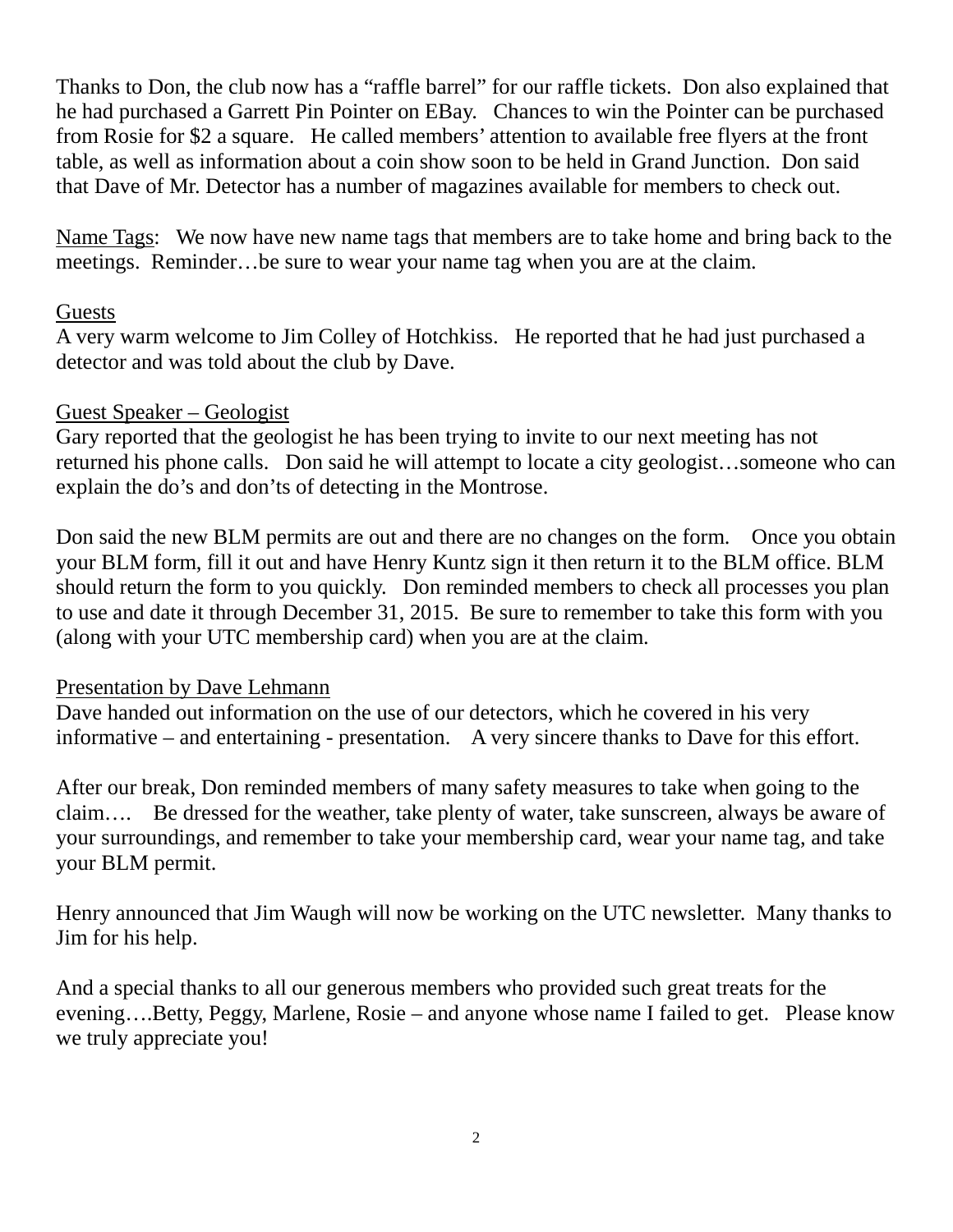Thanks to Don, the club now has a "raffle barrel" for our raffle tickets. Don also explained that he had purchased a Garrett Pin Pointer on EBay. Chances to win the Pointer can be purchased from Rosie for $2 a square. He called members' attention to available free flyers at the front table, as well as information about a coin show soon to be held in Grand Junction. Don said that Dave of Mr. Detector has a number of magazines available for members to check out.

<u>Name Tags</u>: We now have new name tags that members are to take home and bring back to the meetings. Reminder…be sure to wear your name tag when you are at the claim.

<u>Guests</u>

A very warm welcome to Jim Colley of Hotchkiss. He reported that he had just purchased a detector and was told about the club by Dave.

<u>Guest Speaker – Geologist</u>

Gary reported that the geologist he has been trying to invite to our next meeting has not returned his phone calls. Don said he will attempt to locate a city geologist…someone who can explain the do's and don'ts of detecting in the Montrose.

Don said the new BLM permits are out and there are no changes on the form. Once you obtain your BLM form, fill it out and have Henry Kuntz sign it then return it to the BLM office. BLM should return the form to you quickly. Don reminded members to check all processes you plan to use and date it through December 31, 2015. Be sure to remember to take this form with you (along with your UTC membership card) when you are at the claim.

<u>Presentation by Dave Lehmann</u>

Dave handed out information on the use of our detectors, which he covered in his very informative – and entertaining - presentation. A very sincere thanks to Dave for this effort.

After our break, Don reminded members of many safety measures to take when going to the claim…. Be dressed for the weather, take plenty of water, take sunscreen, always be aware of your surroundings, and remember to take your membership card, wear your name tag, and take your BLM permit.

Henry announced that Jim Waugh will now be working on the UTC newsletter. Many thanks to Jim for his help.

And a special thanks to all our generous members who provided such great treats for the evening….Betty, Peggy, Marlene, Rosie – and anyone whose name I failed to get. Please know we truly appreciate you!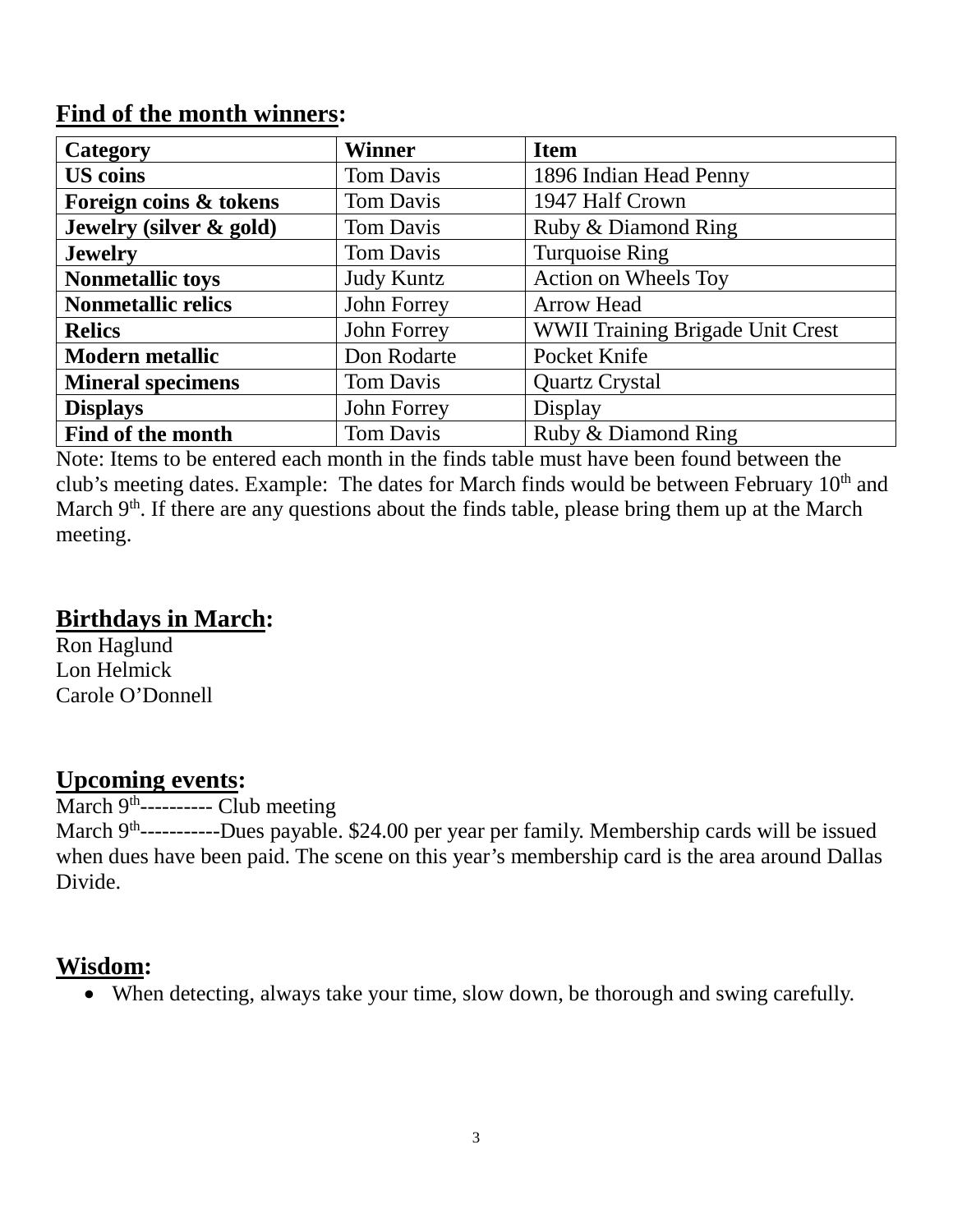## **Find of the month winners:**

| **Category** | **Winner** | **Item** |
| --- | --- | --- |
| **US coins** | Tom Davis | 1896 Indian Head Penny |
| **Foreign coins & tokens** | Tom Davis | 1947 Half Crown |
| **Jewelry (silver & gold)** | Tom Davis | Ruby & Diamond Ring |
| **Jewelry** | Tom Davis | Turquoise Ring |
| **Nonmetallic toys** | Judy Kuntz | Action on Wheels Toy |
| **Nonmetallic relics** | John Forrey | Arrow Head |
| **Relics** | John Forrey | WWII Training Brigade Unit Crest |
| **Modern metallic** | Don Rodarte | Pocket Knife |
| **Mineral specimens** | Tom Davis | Quartz Crystal |
| **Displays** | John Forrey | Display |
| **Find of the month** | Tom Davis | Ruby & Diamond Ring |

Note: Items to be entered each month in the finds table must have been found between the club's meeting dates. Example: The dates for March finds would be between February 10th and March 9th. If there are any questions about the finds table, please bring them up at the March meeting.

## **Birthdays in March:**

Ron Haglund
Lon Helmick
Carole O'Donnell

## **Upcoming events:**

March 9th---------- Club meeting
March 9th-----------Dues payable. $24.00 per year per family. Membership cards will be issued when dues have been paid. The scene on this year's membership card is the area around Dallas Divide.

## **Wisdom:**

- When detecting, always take your time, slow down, be thorough and swing carefully.